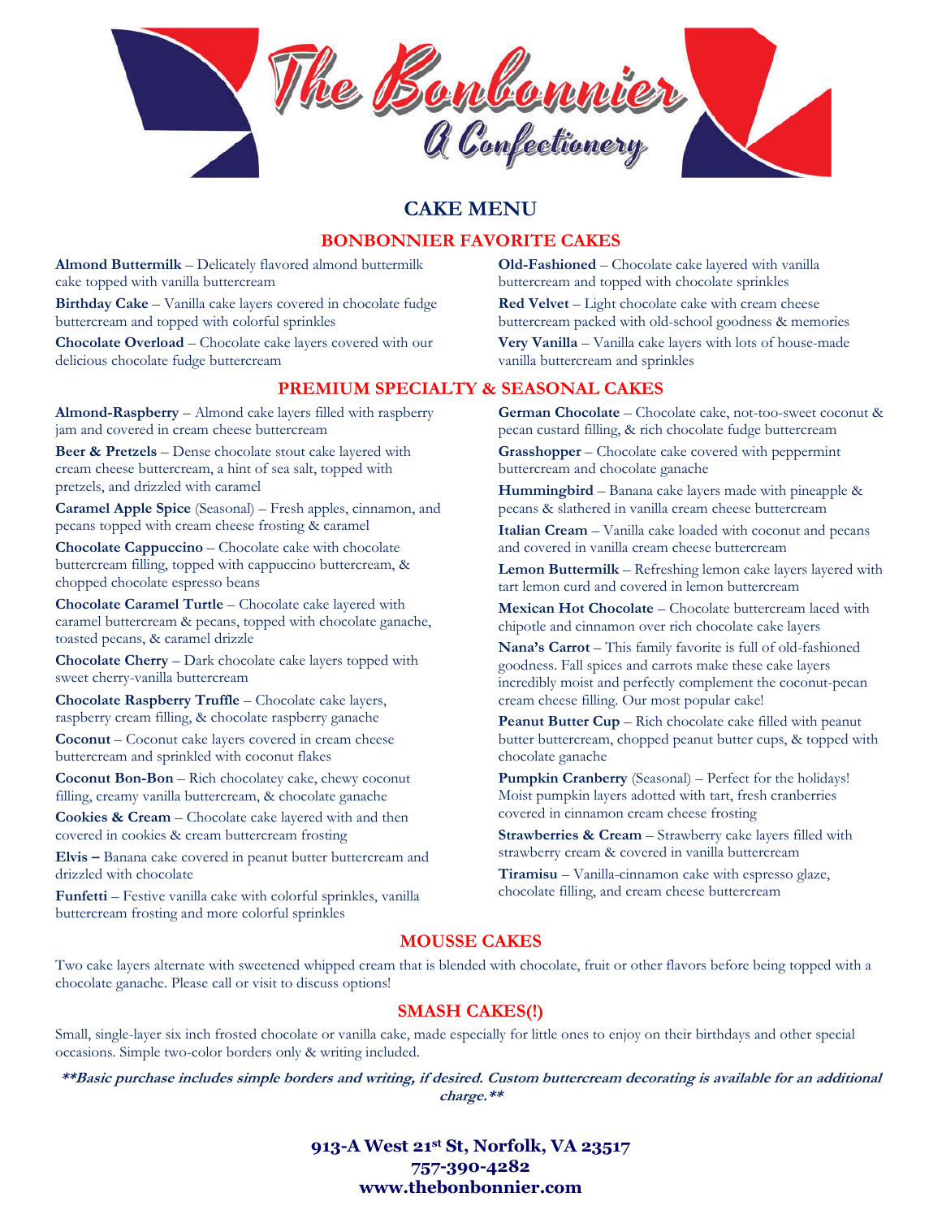# The Bonbonnier
## A Confectionery

## CAKE MENU

### BONBONNIER FAVORITE CAKES

**Almond Buttermilk** – Delicately flavored almond buttermilk cake topped with vanilla buttercream

**Birthday Cake** – Vanilla cake layers covered in chocolate fudge buttercream and topped with colorful sprinkles

**Chocolate Overload** – Chocolate cake layers covered with our delicious chocolate fudge buttercream

**Old-Fashioned** – Chocolate cake layered with vanilla buttercream and topped with chocolate sprinkles

**Red Velvet** – Light chocolate cake with cream cheese buttercream packed with old-school goodness & memories

**Very Vanilla** – Vanilla cake layers with lots of house-made vanilla buttercream and sprinkles

### PREMIUM SPECIALTY & SEASONAL CAKES

**Almond-Raspberry** – Almond cake layers filled with raspberry jam and covered in cream cheese buttercream

**Beer & Pretzels** – Dense chocolate stout cake layered with cream cheese buttercream, a hint of sea salt, topped with pretzels, and drizzled with caramel

**Caramel Apple Spice** (Seasonal) – Fresh apples, cinnamon, and pecans topped with cream cheese frosting & caramel

**Chocolate Cappuccino** – Chocolate cake with chocolate buttercream filling, topped with cappuccino buttercream, & chopped chocolate espresso beans

**Chocolate Caramel Turtle** – Chocolate cake layered with caramel buttercream & pecans, topped with chocolate ganache, toasted pecans, & caramel drizzle

**Chocolate Cherry** – Dark chocolate cake layers topped with sweet cherry-vanilla buttercream

**Chocolate Raspberry Truffle** – Chocolate cake layers, raspberry cream filling, & chocolate raspberry ganache

**Coconut** – Coconut cake layers covered in cream cheese buttercream and sprinkled with coconut flakes

**Coconut Bon-Bon** – Rich chocolatey cake, chewy coconut filling, creamy vanilla buttercream, & chocolate ganache

**Cookies & Cream** – Chocolate cake layered with and then covered in cookies & cream buttercream frosting

**Elvis –** Banana cake covered in peanut butter buttercream and drizzled with chocolate

**Funfetti** – Festive vanilla cake with colorful sprinkles, vanilla buttercream frosting and more colorful sprinkles

**German Chocolate** – Chocolate cake, not-too-sweet coconut & pecan custard filling, & rich chocolate fudge buttercream

**Grasshopper** – Chocolate cake covered with peppermint buttercream and chocolate ganache

**Hummingbird** – Banana cake layers made with pineapple & pecans & slathered in vanilla cream cheese buttercream

**Italian Cream** – Vanilla cake loaded with coconut and pecans and covered in vanilla cream cheese buttercream

**Lemon Buttermilk** – Refreshing lemon cake layers layered with tart lemon curd and covered in lemon buttercream

**Mexican Hot Chocolate** – Chocolate buttercream laced with chipotle and cinnamon over rich chocolate cake layers

**Nana's Carrot** – This family favorite is full of old-fashioned goodness. Fall spices and carrots make these cake layers incredibly moist and perfectly complement the coconut-pecan cream cheese filling. Our most popular cake!

**Peanut Butter Cup** – Rich chocolate cake filled with peanut butter buttercream, chopped peanut butter cups, & topped with chocolate ganache

**Pumpkin Cranberry** (Seasonal) – Perfect for the holidays! Moist pumpkin layers adotted with tart, fresh cranberries covered in cinnamon cream cheese frosting

**Strawberries & Cream** – Strawberry cake layers filled with strawberry cream & covered in vanilla buttercream

**Tiramisu** – Vanilla-cinnamon cake with espresso glaze, chocolate filling, and cream cheese buttercream

### MOUSSE CAKES

Two cake layers alternate with sweetened whipped cream that is blended with chocolate, fruit or other flavors before being topped with a chocolate ganache. Please call or visit to discuss options!

### SMASH CAKES(!)

Small, single-layer six inch frosted chocolate or vanilla cake, made especially for little ones to enjoy on their birthdays and other special occasions. Simple two-color borders only & writing included.

***\*\*Basic purchase includes simple borders and writing, if desired. Custom buttercream decorating is available for an additional charge.\*\****

**913-A West 21st St, Norfolk, VA 23517**
**757-390-4282**
**www.thebonbonnier.com**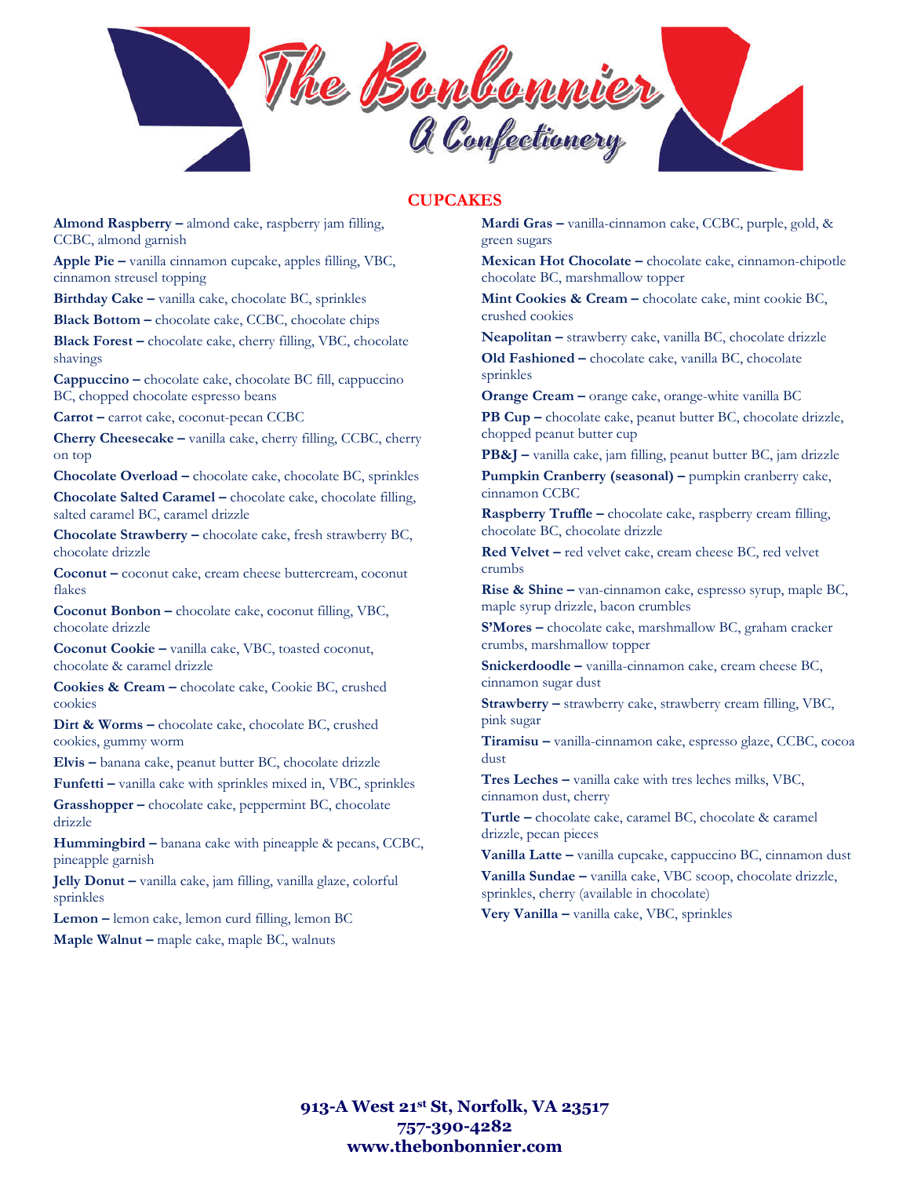# The Bonbonnier

## A Confectionery

## CUPCAKES

**Almond Raspberry –** almond cake, raspberry jam filling, CCBC, almond garnish

**Apple Pie –** vanilla cinnamon cupcake, apples filling, VBC, cinnamon streusel topping

**Birthday Cake –** vanilla cake, chocolate BC, sprinkles

**Black Bottom –** chocolate cake, CCBC, chocolate chips

**Black Forest –** chocolate cake, cherry filling, VBC, chocolate shavings

**Cappuccino –** chocolate cake, chocolate BC fill, cappuccino BC, chopped chocolate espresso beans

**Carrot –** carrot cake, coconut-pecan CCBC

**Cherry Cheesecake –** vanilla cake, cherry filling, CCBC, cherry on top

**Chocolate Overload –** chocolate cake, chocolate BC, sprinkles

**Chocolate Salted Caramel –** chocolate cake, chocolate filling, salted caramel BC, caramel drizzle

**Chocolate Strawberry –** chocolate cake, fresh strawberry BC, chocolate drizzle

**Coconut –** coconut cake, cream cheese buttercream, coconut flakes

**Coconut Bonbon –** chocolate cake, coconut filling, VBC, chocolate drizzle

**Coconut Cookie –** vanilla cake, VBC, toasted coconut, chocolate & caramel drizzle

**Cookies & Cream –** chocolate cake, Cookie BC, crushed cookies

**Dirt & Worms –** chocolate cake, chocolate BC, crushed cookies, gummy worm

**Elvis –** banana cake, peanut butter BC, chocolate drizzle

**Funfetti –** vanilla cake with sprinkles mixed in, VBC, sprinkles

**Grasshopper –** chocolate cake, peppermint BC, chocolate drizzle

**Hummingbird –** banana cake with pineapple & pecans, CCBC, pineapple garnish

**Jelly Donut –** vanilla cake, jam filling, vanilla glaze, colorful sprinkles

**Lemon –** lemon cake, lemon curd filling, lemon BC

**Maple Walnut –** maple cake, maple BC, walnuts

**Mardi Gras –** vanilla-cinnamon cake, CCBC, purple, gold, & green sugars

**Mexican Hot Chocolate –** chocolate cake, cinnamon-chipotle chocolate BC, marshmallow topper

**Mint Cookies & Cream –** chocolate cake, mint cookie BC, crushed cookies

**Neapolitan –** strawberry cake, vanilla BC, chocolate drizzle

**Old Fashioned –** chocolate cake, vanilla BC, chocolate sprinkles

**Orange Cream –** orange cake, orange-white vanilla BC

**PB Cup –** chocolate cake, peanut butter BC, chocolate drizzle, chopped peanut butter cup

**PB&J –** vanilla cake, jam filling, peanut butter BC, jam drizzle

**Pumpkin Cranberry (seasonal) –** pumpkin cranberry cake, cinnamon CCBC

**Raspberry Truffle –** chocolate cake, raspberry cream filling, chocolate BC, chocolate drizzle

**Red Velvet –** red velvet cake, cream cheese BC, red velvet crumbs

**Rise & Shine –** van-cinnamon cake, espresso syrup, maple BC, maple syrup drizzle, bacon crumbles

**S'Mores –** chocolate cake, marshmallow BC, graham cracker crumbs, marshmallow topper

**Snickerdoodle –** vanilla-cinnamon cake, cream cheese BC, cinnamon sugar dust

**Strawberry –** strawberry cake, strawberry cream filling, VBC, pink sugar

**Tiramisu –** vanilla-cinnamon cake, espresso glaze, CCBC, cocoa dust

**Tres Leches –** vanilla cake with tres leches milks, VBC, cinnamon dust, cherry

**Turtle –** chocolate cake, caramel BC, chocolate & caramel drizzle, pecan pieces

**Vanilla Latte –** vanilla cupcake, cappuccino BC, cinnamon dust

**Vanilla Sundae –** vanilla cake, VBC scoop, chocolate drizzle, sprinkles, cherry (available in chocolate)

**Very Vanilla –** vanilla cake, VBC, sprinkles

**913-A West 21st St, Norfolk, VA 23517**
**757-390-4282**
**www.thebonbonnier.com**